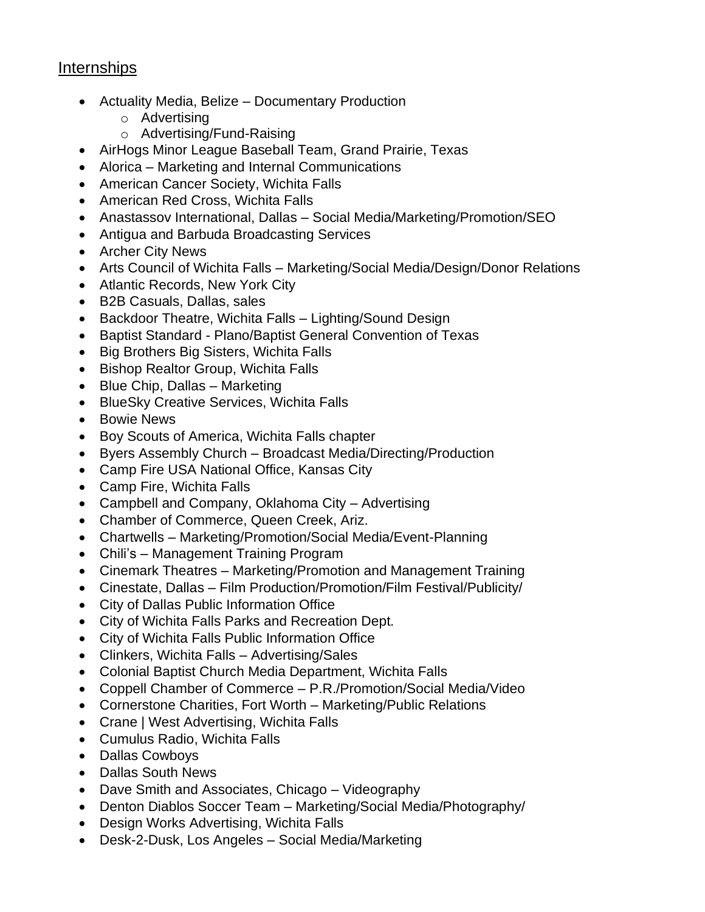## Internships

- Actuality Media, Belize – Documentary Production
  - Advertising
  - Advertising/Fund-Raising
- AirHogs Minor League Baseball Team, Grand Prairie, Texas
- Alorica – Marketing and Internal Communications
- American Cancer Society, Wichita Falls
- American Red Cross, Wichita Falls
- Anastassov International, Dallas – Social Media/Marketing/Promotion/SEO
- Antigua and Barbuda Broadcasting Services
- Archer City News
- Arts Council of Wichita Falls – Marketing/Social Media/Design/Donor Relations
- Atlantic Records, New York City
- B2B Casuals, Dallas, sales
- Backdoor Theatre, Wichita Falls – Lighting/Sound Design
- Baptist Standard - Plano/Baptist General Convention of Texas
- Big Brothers Big Sisters, Wichita Falls
- Bishop Realtor Group, Wichita Falls
- Blue Chip, Dallas – Marketing
- BlueSky Creative Services, Wichita Falls
- Bowie News
- Boy Scouts of America, Wichita Falls chapter
- Byers Assembly Church – Broadcast Media/Directing/Production
- Camp Fire USA National Office, Kansas City
- Camp Fire, Wichita Falls
- Campbell and Company, Oklahoma City – Advertising
- Chamber of Commerce, Queen Creek, Ariz.
- Chartwells – Marketing/Promotion/Social Media/Event-Planning
- Chili's – Management Training Program
- Cinemark Theatres – Marketing/Promotion and Management Training
- Cinestate, Dallas – Film Production/Promotion/Film Festival/Publicity/
- City of Dallas Public Information Office
- City of Wichita Falls Parks and Recreation Dept.
- City of Wichita Falls Public Information Office
- Clinkers, Wichita Falls – Advertising/Sales
- Colonial Baptist Church Media Department, Wichita Falls
- Coppell Chamber of Commerce – P.R./Promotion/Social Media/Video
- Cornerstone Charities, Fort Worth – Marketing/Public Relations
- Crane | West Advertising, Wichita Falls
- Cumulus Radio, Wichita Falls
- Dallas Cowboys
- Dallas South News
- Dave Smith and Associates, Chicago – Videography
- Denton Diablos Soccer Team – Marketing/Social Media/Photography/
- Design Works Advertising, Wichita Falls
- Desk-2-Dusk, Los Angeles – Social Media/Marketing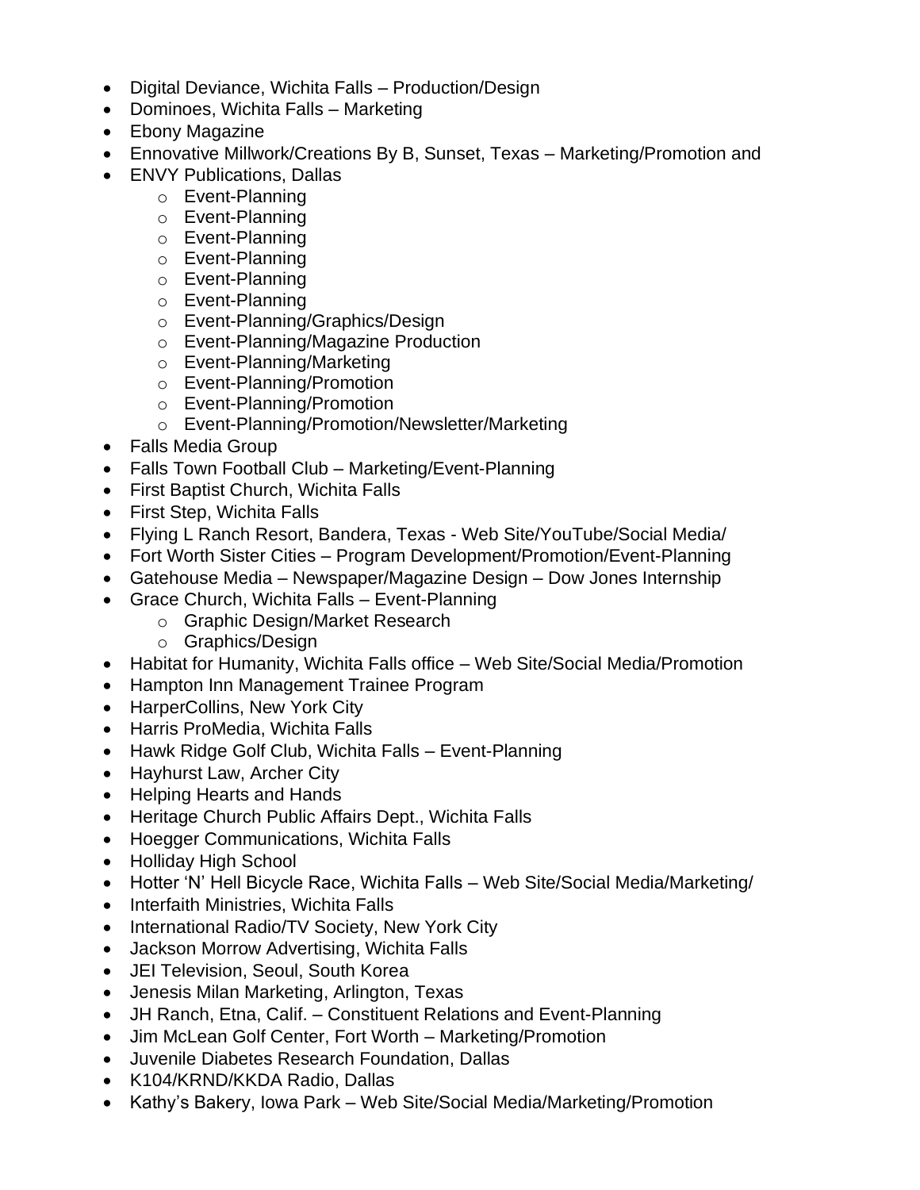- Digital Deviance, Wichita Falls – Production/Design
- Dominoes, Wichita Falls – Marketing
- Ebony Magazine
- Ennovative Millwork/Creations By B, Sunset, Texas – Marketing/Promotion and
- ENVY Publications, Dallas
    - Event-Planning
    - Event-Planning
    - Event-Planning
    - Event-Planning
    - Event-Planning
    - Event-Planning
    - Event-Planning/Graphics/Design
    - Event-Planning/Magazine Production
    - Event-Planning/Marketing
    - Event-Planning/Promotion
    - Event-Planning/Promotion
    - Event-Planning/Promotion/Newsletter/Marketing
- Falls Media Group
- Falls Town Football Club – Marketing/Event-Planning
- First Baptist Church, Wichita Falls
- First Step, Wichita Falls
- Flying L Ranch Resort, Bandera, Texas - Web Site/YouTube/Social Media/
- Fort Worth Sister Cities – Program Development/Promotion/Event-Planning
- Gatehouse Media – Newspaper/Magazine Design – Dow Jones Internship
- Grace Church, Wichita Falls – Event-Planning
    - Graphic Design/Market Research
    - Graphics/Design
- Habitat for Humanity, Wichita Falls office – Web Site/Social Media/Promotion
- Hampton Inn Management Trainee Program
- HarperCollins, New York City
- Harris ProMedia, Wichita Falls
- Hawk Ridge Golf Club, Wichita Falls – Event-Planning
- Hayhurst Law, Archer City
- Helping Hearts and Hands
- Heritage Church Public Affairs Dept., Wichita Falls
- Hoegger Communications, Wichita Falls
- Holliday High School
- Hotter 'N' Hell Bicycle Race, Wichita Falls – Web Site/Social Media/Marketing/
- Interfaith Ministries, Wichita Falls
- International Radio/TV Society, New York City
- Jackson Morrow Advertising, Wichita Falls
- JEI Television, Seoul, South Korea
- Jenesis Milan Marketing, Arlington, Texas
- JH Ranch, Etna, Calif. – Constituent Relations and Event-Planning
- Jim McLean Golf Center, Fort Worth – Marketing/Promotion
- Juvenile Diabetes Research Foundation, Dallas
- K104/KRND/KKDA Radio, Dallas
- Kathy's Bakery, Iowa Park – Web Site/Social Media/Marketing/Promotion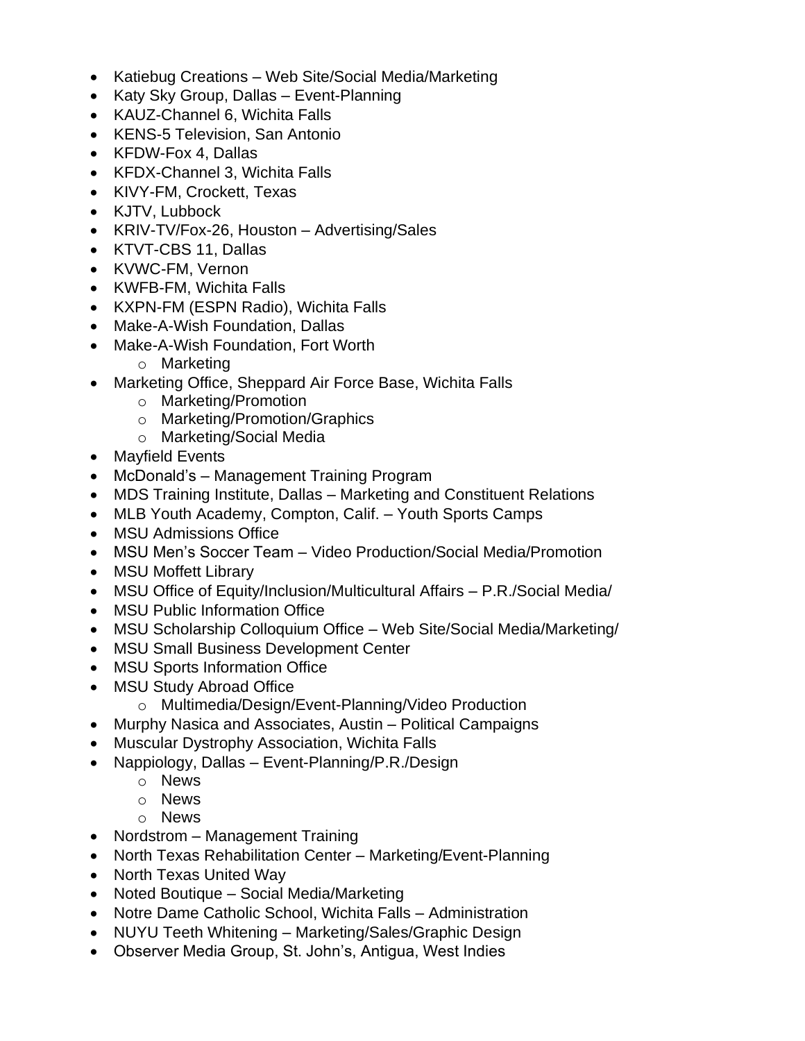- Katiebug Creations – Web Site/Social Media/Marketing
- Katy Sky Group, Dallas – Event-Planning
- KAUZ-Channel 6, Wichita Falls
- KENS-5 Television, San Antonio
- KFDW-Fox 4, Dallas
- KFDX-Channel 3, Wichita Falls
- KIVY-FM, Crockett, Texas
- KJTV, Lubbock
- KRIV-TV/Fox-26, Houston – Advertising/Sales
- KTVT-CBS 11, Dallas
- KVWC-FM, Vernon
- KWFB-FM, Wichita Falls
- KXPN-FM (ESPN Radio), Wichita Falls
- Make-A-Wish Foundation, Dallas
- Make-A-Wish Foundation, Fort Worth
  - Marketing
- Marketing Office, Sheppard Air Force Base, Wichita Falls
  - Marketing/Promotion
  - Marketing/Promotion/Graphics
  - Marketing/Social Media
- Mayfield Events
- McDonald's – Management Training Program
- MDS Training Institute, Dallas – Marketing and Constituent Relations
- MLB Youth Academy, Compton, Calif. – Youth Sports Camps
- MSU Admissions Office
- MSU Men's Soccer Team – Video Production/Social Media/Promotion
- MSU Moffett Library
- MSU Office of Equity/Inclusion/Multicultural Affairs – P.R./Social Media/
- MSU Public Information Office
- MSU Scholarship Colloquium Office – Web Site/Social Media/Marketing/
- MSU Small Business Development Center
- MSU Sports Information Office
- MSU Study Abroad Office
  - Multimedia/Design/Event-Planning/Video Production
- Murphy Nasica and Associates, Austin – Political Campaigns
- Muscular Dystrophy Association, Wichita Falls
- Nappiology, Dallas – Event-Planning/P.R./Design
  - News
  - News
  - News
- Nordstrom – Management Training
- North Texas Rehabilitation Center – Marketing/Event-Planning
- North Texas United Way
- Noted Boutique – Social Media/Marketing
- Notre Dame Catholic School, Wichita Falls – Administration
- NUYU Teeth Whitening – Marketing/Sales/Graphic Design
- Observer Media Group, St. John's, Antigua, West Indies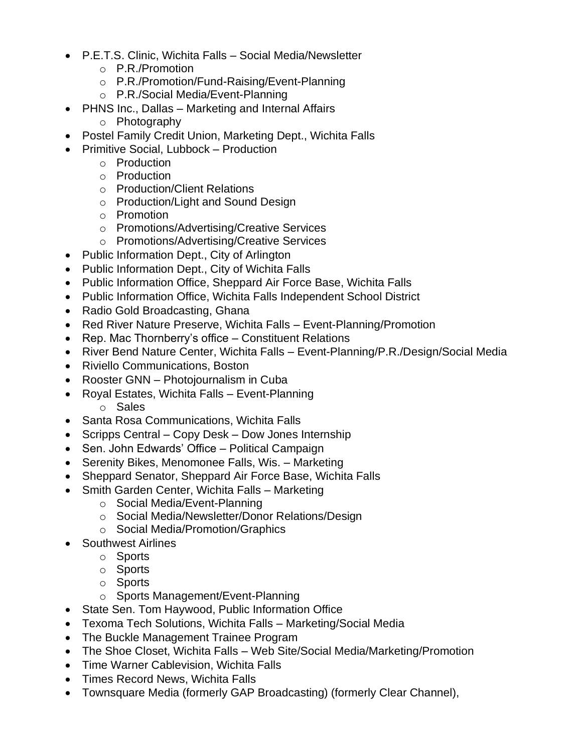- P.E.T.S. Clinic, Wichita Falls – Social Media/Newsletter
    - P.R./Promotion
    - P.R./Promotion/Fund-Raising/Event-Planning
    - P.R./Social Media/Event-Planning
- PHNS Inc., Dallas – Marketing and Internal Affairs
    - Photography
- Postel Family Credit Union, Marketing Dept., Wichita Falls
- Primitive Social, Lubbock – Production
    - Production
    - Production
    - Production/Client Relations
    - Production/Light and Sound Design
    - Promotion
    - Promotions/Advertising/Creative Services
    - Promotions/Advertising/Creative Services
- Public Information Dept., City of Arlington
- Public Information Dept., City of Wichita Falls
- Public Information Office, Sheppard Air Force Base, Wichita Falls
- Public Information Office, Wichita Falls Independent School District
- Radio Gold Broadcasting, Ghana
- Red River Nature Preserve, Wichita Falls – Event-Planning/Promotion
- Rep. Mac Thornberry's office – Constituent Relations
- River Bend Nature Center, Wichita Falls – Event-Planning/P.R./Design/Social Media
- Riviello Communications, Boston
- Rooster GNN – Photojournalism in Cuba
- Royal Estates, Wichita Falls – Event-Planning
    - Sales
- Santa Rosa Communications, Wichita Falls
- Scripps Central – Copy Desk – Dow Jones Internship
- Sen. John Edwards' Office – Political Campaign
- Serenity Bikes, Menomonee Falls, Wis. – Marketing
- Sheppard Senator, Sheppard Air Force Base, Wichita Falls
- Smith Garden Center, Wichita Falls – Marketing
    - Social Media/Event-Planning
    - Social Media/Newsletter/Donor Relations/Design
    - Social Media/Promotion/Graphics
- Southwest Airlines
    - Sports
    - Sports
    - Sports
    - Sports Management/Event-Planning
- State Sen. Tom Haywood, Public Information Office
- Texoma Tech Solutions, Wichita Falls – Marketing/Social Media
- The Buckle Management Trainee Program
- The Shoe Closet, Wichita Falls – Web Site/Social Media/Marketing/Promotion
- Time Warner Cablevision, Wichita Falls
- Times Record News, Wichita Falls
- Townsquare Media (formerly GAP Broadcasting) (formerly Clear Channel),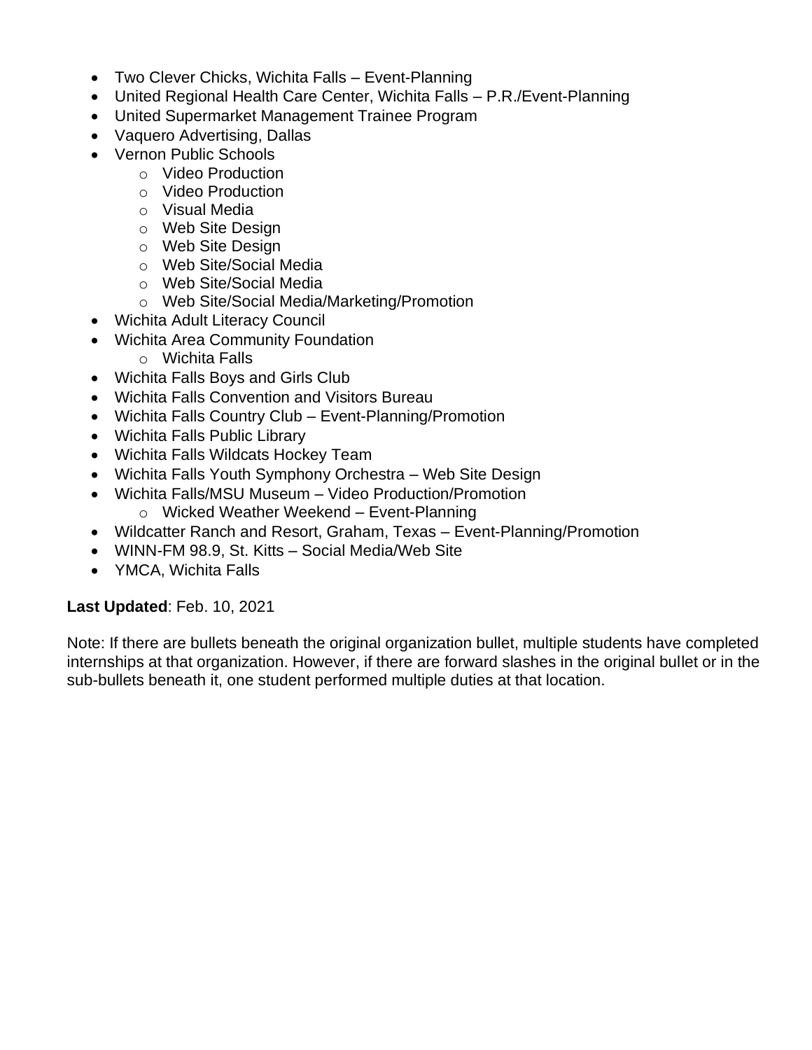- Two Clever Chicks, Wichita Falls – Event-Planning
- United Regional Health Care Center, Wichita Falls – P.R./Event-Planning
- United Supermarket Management Trainee Program
- Vaquero Advertising, Dallas
- Vernon Public Schools
    - Video Production
    - Video Production
    - Visual Media
    - Web Site Design
    - Web Site Design
    - Web Site/Social Media
    - Web Site/Social Media
    - Web Site/Social Media/Marketing/Promotion
- Wichita Adult Literacy Council
- Wichita Area Community Foundation
    - Wichita Falls
- Wichita Falls Boys and Girls Club
- Wichita Falls Convention and Visitors Bureau
- Wichita Falls Country Club – Event-Planning/Promotion
- Wichita Falls Public Library
- Wichita Falls Wildcats Hockey Team
- Wichita Falls Youth Symphony Orchestra – Web Site Design
- Wichita Falls/MSU Museum – Video Production/Promotion
    - Wicked Weather Weekend – Event-Planning
- Wildcatter Ranch and Resort, Graham, Texas – Event-Planning/Promotion
- WINN-FM 98.9, St. Kitts – Social Media/Web Site
- YMCA, Wichita Falls

**Last Updated**: Feb. 10, 2021

Note: If there are bullets beneath the original organization bullet, multiple students have completed internships at that organization. However, if there are forward slashes in the original bullet or in the sub-bullets beneath it, one student performed multiple duties at that location.